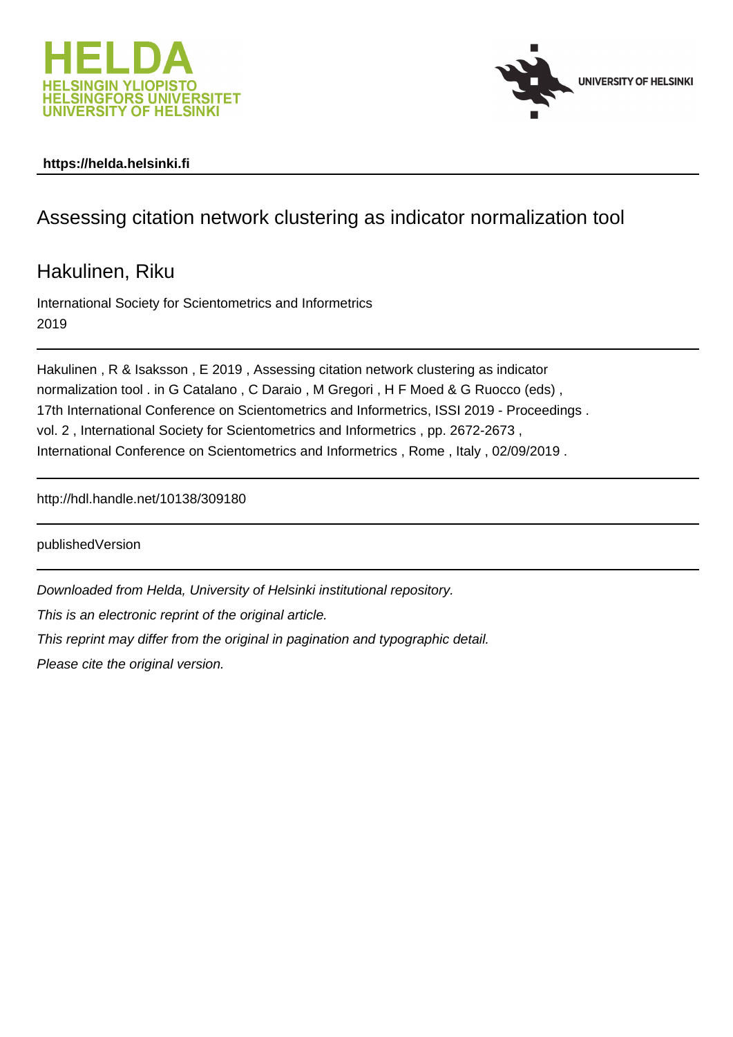HELDA
HELSINGIN YLIOPISTO
HELSINGFORS UNIVERSITET
UNIVERSITY OF HELSINKI

UNIVERSITY OF HELSINKI

**https://helda.helsinki.fi**

# Assessing citation network clustering as indicator normalization tool

## Hakulinen, Riku

International Society for Scientometrics and Informetrics
2019

---

Hakulinen , R & Isaksson , E 2019 , Assessing citation network clustering as indicator normalization tool . in G Catalano , C Daraio , M Gregori , H F Moed & G Ruocco (eds) , 17th International Conference on Scientometrics and Informetrics, ISSI 2019 - Proceedings . vol. 2 , International Society for Scientometrics and Informetrics , pp. 2672-2673 , International Conference on Scientometrics and Informetrics , Rome , Italy , 02/09/2019 .

---

http://hdl.handle.net/10138/309180

---

publishedVersion

---

*Downloaded from Helda, University of Helsinki institutional repository.*

*This is an electronic reprint of the original article.*

*This reprint may differ from the original in pagination and typographic detail.*

*Please cite the original version.*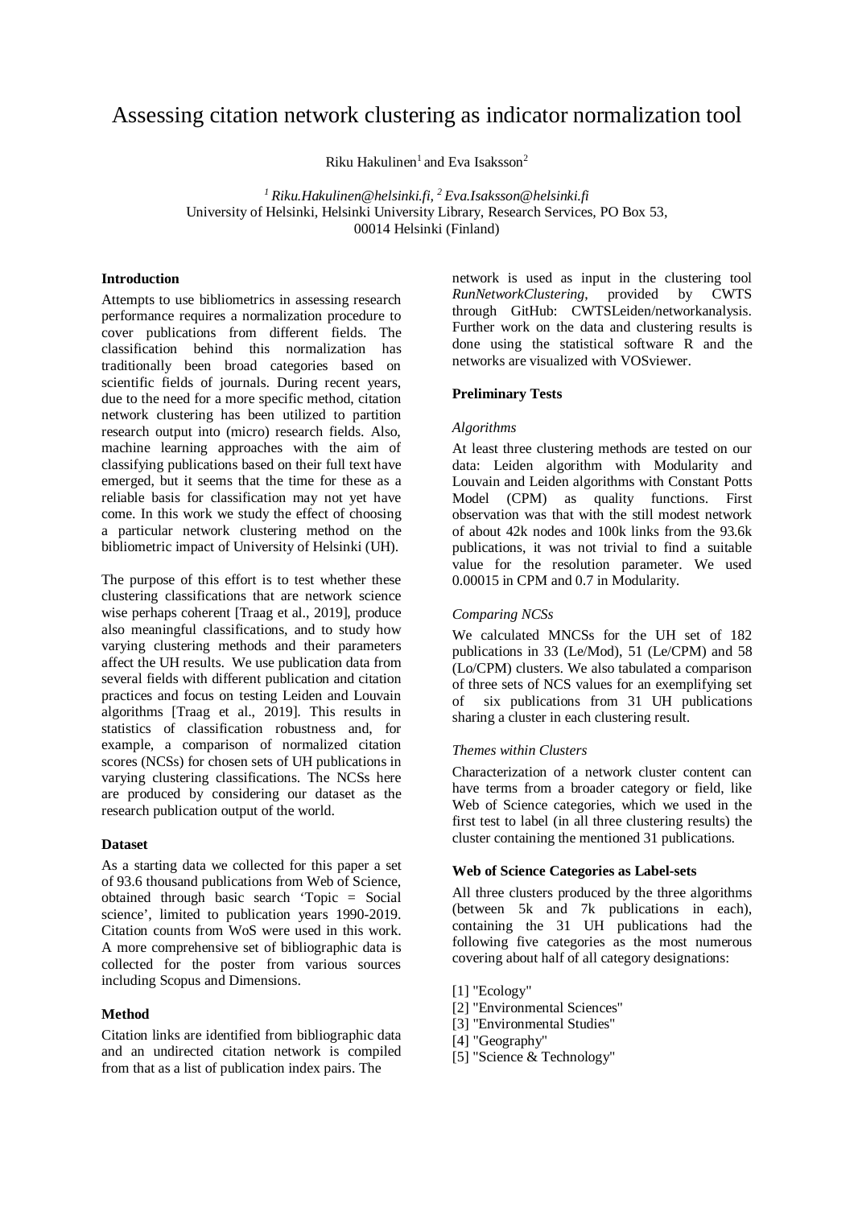// Assessing citation network clustering as indicator normalization tool

Riku Hakulinen[1] and Eva Isaksson[2]

[1] *Riku.Hakulinen@helsinki.fi*, [2] *Eva.Isaksson@helsinki.fi*
University of Helsinki, Helsinki University Library, Research Services, PO Box 53, 00014 Helsinki (Finland)

**Introduction**

Attempts to use bibliometrics in assessing research performance requires a normalization procedure to cover publications from different fields. The classification behind this normalization has traditionally been broad categories based on scientific fields of journals. During recent years, due to the need for a more specific method, citation network clustering has been utilized to partition research output into (micro) research fields. Also, machine learning approaches with the aim of classifying publications based on their full text have emerged, but it seems that the time for these as a reliable basis for classification may not yet have come. In this work we study the effect of choosing a particular network clustering method on the bibliometric impact of University of Helsinki (UH).

The purpose of this effort is to test whether these clustering classifications that are network science wise perhaps coherent [Traag et al., 2019], produce also meaningful classifications, and to study how varying clustering methods and their parameters affect the UH results. We use publication data from several fields with different publication and citation practices and focus on testing Leiden and Louvain algorithms [Traag et al., 2019]. This results in statistics of classification robustness and, for example, a comparison of normalized citation scores (NCSs) for chosen sets of UH publications in varying clustering classifications. The NCSs here are produced by considering our dataset as the research publication output of the world.

**Dataset**

As a starting data we collected for this paper a set of 93.6 thousand publications from Web of Science, obtained through basic search 'Topic = Social science', limited to publication years 1990-2019. Citation counts from WoS were used in this work. A more comprehensive set of bibliographic data is collected for the poster from various sources including Scopus and Dimensions.

**Method**

Citation links are identified from bibliographic data and an undirected citation network is compiled from that as a list of publication index pairs. The network is used as input in the clustering tool *RunNetworkClustering*, provided by CWTS through GitHub: CWTSLeiden/networkanalysis. Further work on the data and clustering results is done using the statistical software R and the networks are visualized with VOSviewer.

**Preliminary Tests**

*Algorithms*

At least three clustering methods are tested on our data: Leiden algorithm with Modularity and Louvain and Leiden algorithms with Constant Potts Model (CPM) as quality functions. First observation was that with the still modest network of about 42k nodes and 100k links from the 93.6k publications, it was not trivial to find a suitable value for the resolution parameter. We used 0.00015 in CPM and 0.7 in Modularity.

*Comparing NCSs*

We calculated MNCSs for the UH set of 182 publications in 33 (Le/Mod), 51 (Le/CPM) and 58 (Lo/CPM) clusters. We also tabulated a comparison of three sets of NCS values for an exemplifying set of six publications from 31 UH publications sharing a cluster in each clustering result.

*Themes within Clusters*

Characterization of a network cluster content can have terms from a broader category or field, like Web of Science categories, which we used in the first test to label (in all three clustering results) the cluster containing the mentioned 31 publications.

**Web of Science Categories as Label-sets**

All three clusters produced by the three algorithms (between 5k and 7k publications in each), containing the 31 UH publications had the following five categories as the most numerous covering about half of all category designations:

[1] "Ecology"
[2] "Environmental Sciences"
[3] "Environmental Studies"
[4] "Geography"
[5] "Science & Technology"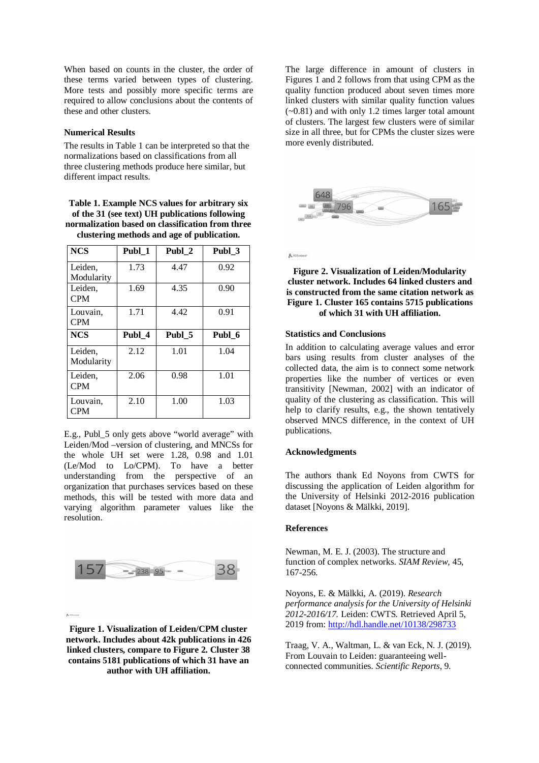When based on counts in the cluster, the order of these terms varied between types of clustering. More tests and possibly more specific terms are required to allow conclusions about the contents of these and other clusters.

### Numerical Results

The results in Table 1 can be interpreted so that the normalizations based on classifications from all three clustering methods produce here similar, but different impact results.

**Table 1. Example NCS values for arbitrary six of the 31 (see text) UH publications following normalization based on classification from three clustering methods and age of publication.**

| NCS | Publ_1 | Publ_2 | Publ_3 |
|---|---|---|---|
| Leiden, Modularity | 1.73 | 4.47 | 0.92 |
| Leiden, CPM | 1.69 | 4.35 | 0.90 |
| Louvain, CPM | 1.71 | 4.42 | 0.91 |
| **NCS** | **Publ_4** | **Publ_5** | **Publ_6** |
| Leiden, Modularity | 2.12 | 1.01 | 1.04 |
| Leiden, CPM | 2.06 | 0.98 | 1.01 |
| Louvain, CPM | 2.10 | 1.00 | 1.03 |

E.g., Publ_5 only gets above "world average" with Leiden/Mod –version of clustering, and MNCSs for the whole UH set were 1.28, 0.98 and 1.01 (Le/Mod to Lo/CPM). To have a better understanding from the perspective of an organization that purchases services based on these methods, this will be tested with more data and varying algorithm parameter values like the resolution.

157
238
95
38

**Figure 1. Visualization of Leiden/CPM cluster network. Includes about 42k publications in 426 linked clusters, compare to Figure 2. Cluster 38 contains 5181 publications of which 31 have an author with UH affiliation.**

The large difference in amount of clusters in Figures 1 and 2 follows from that using CPM as the quality function produced about seven times more linked clusters with similar quality function values (~0.81) and with only 1.2 times larger total amount of clusters. The largest few clusters were of similar size in all three, but for CPMs the cluster sizes were more evenly distributed.

648
796
165

**Figure 2. Visualization of Leiden/Modularity cluster network. Includes 64 linked clusters and is constructed from the same citation network as Figure 1. Cluster 165 contains 5715 publications of which 31 with UH affiliation.**

### Statistics and Conclusions

In addition to calculating average values and error bars using results from cluster analyses of the collected data, the aim is to connect some network properties like the number of vertices or even transitivity [Newman, 2002] with an indicator of quality of the clustering as classification. This will help to clarify results, e.g., the shown tentatively observed MNCS difference, in the context of UH publications.

### Acknowledgments

The authors thank Ed Noyons from CWTS for discussing the application of Leiden algorithm for the University of Helsinki 2012-2016 publication dataset [Noyons & Mälkki, 2019].

### References

Newman, M. E. J. (2003). The structure and function of complex networks. *SIAM Review*, 45, 167-256.

Noyons, E. & Mälkki, A. (2019). *Research performance analysis for the University of Helsinki 2012-2016/17.* Leiden: CWTS. Retrieved April 5, 2019 from: http://hdl.handle.net/10138/298733

Traag, V. A., Waltman, L. & van Eck, N. J. (2019). From Louvain to Leiden: guaranteeing well-connected communities. *Scientific Reports*, 9.